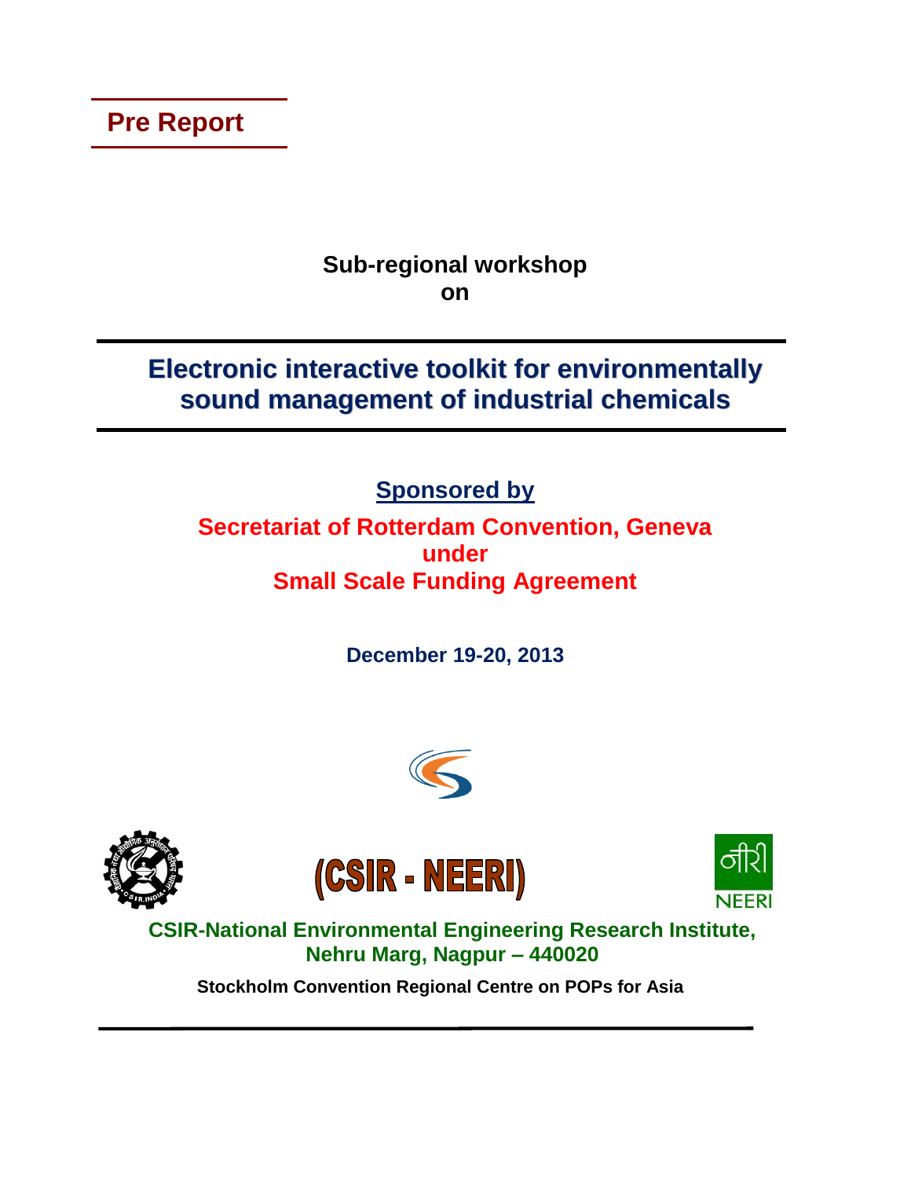**Pre Report**

**Sub-regional workshop**
**on**

# Electronic interactive toolkit for environmentally sound management of industrial chemicals

**Sponsored by**

**Secretariat of Rotterdam Convention, Geneva**
**under**
**Small Scale Funding Agreement**

**December 19-20, 2013**

**(CSIR - NEERI)**

नीरी NEERI

**CSIR-National Environmental Engineering Research Institute, Nehru Marg, Nagpur – 440020**

**Stockholm Convention Regional Centre on POPs for Asia**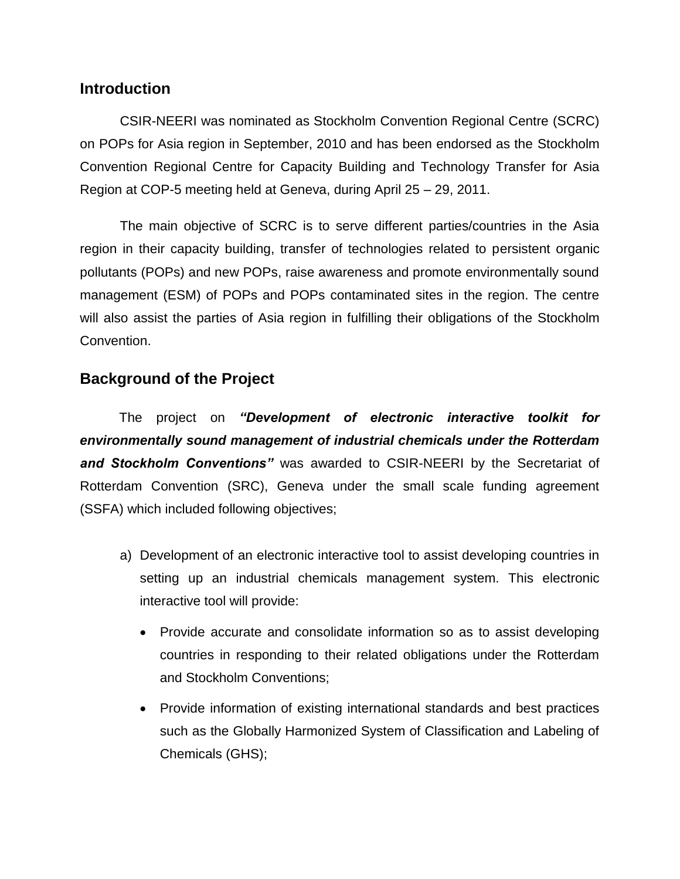## Introduction

CSIR-NEERI was nominated as Stockholm Convention Regional Centre (SCRC) on POPs for Asia region in September, 2010 and has been endorsed as the Stockholm Convention Regional Centre for Capacity Building and Technology Transfer for Asia Region at COP-5 meeting held at Geneva, during April 25 – 29, 2011.

The main objective of SCRC is to serve different parties/countries in the Asia region in their capacity building, transfer of technologies related to persistent organic pollutants (POPs) and new POPs, raise awareness and promote environmentally sound management (ESM) of POPs and POPs contaminated sites in the region. The centre will also assist the parties of Asia region in fulfilling their obligations of the Stockholm Convention.

## Background of the Project

The project on ***"Development of electronic interactive toolkit for environmentally sound management of industrial chemicals under the Rotterdam and Stockholm Conventions"*** was awarded to CSIR-NEERI by the Secretariat of Rotterdam Convention (SRC), Geneva under the small scale funding agreement (SSFA) which included following objectives;

a) Development of an electronic interactive tool to assist developing countries in setting up an industrial chemicals management system. This electronic interactive tool will provide:

   - Provide accurate and consolidate information so as to assist developing countries in responding to their related obligations under the Rotterdam and Stockholm Conventions;
   - Provide information of existing international standards and best practices such as the Globally Harmonized System of Classification and Labeling of Chemicals (GHS);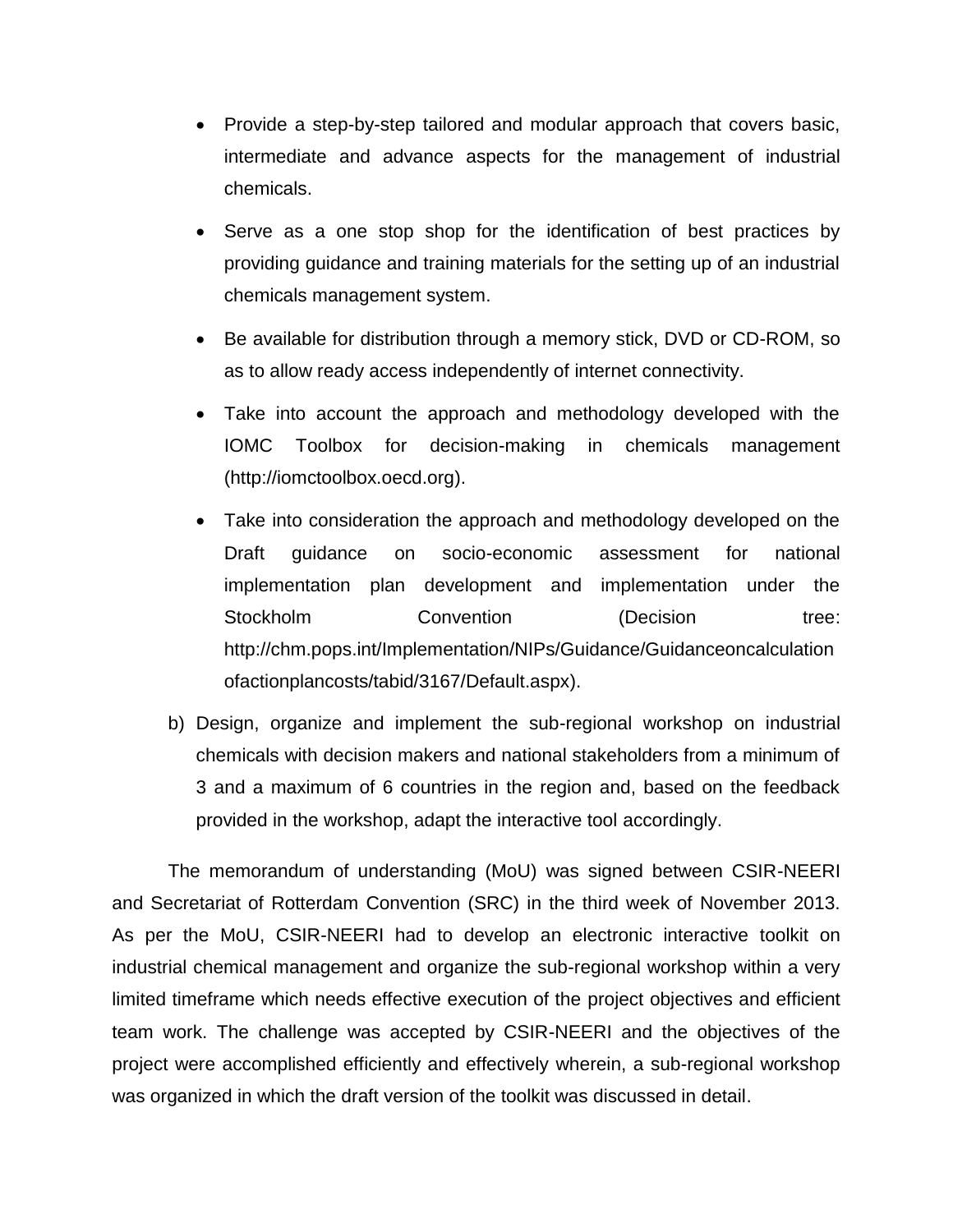- Provide a step-by-step tailored and modular approach that covers basic, intermediate and advance aspects for the management of industrial chemicals.
- Serve as a one stop shop for the identification of best practices by providing guidance and training materials for the setting up of an industrial chemicals management system.
- Be available for distribution through a memory stick, DVD or CD-ROM, so as to allow ready access independently of internet connectivity.
- Take into account the approach and methodology developed with the IOMC Toolbox for decision-making in chemicals management (http://iomctoolbox.oecd.org).
- Take into consideration the approach and methodology developed on the Draft guidance on socio-economic assessment for national implementation plan development and implementation under the Stockholm Convention (Decision tree: http://chm.pops.int/Implementation/NIPs/Guidance/Guidanceoncalculationofactionplancosts/tabid/3167/Default.aspx).

b) Design, organize and implement the sub-regional workshop on industrial chemicals with decision makers and national stakeholders from a minimum of 3 and a maximum of 6 countries in the region and, based on the feedback provided in the workshop, adapt the interactive tool accordingly.

The memorandum of understanding (MoU) was signed between CSIR-NEERI and Secretariat of Rotterdam Convention (SRC) in the third week of November 2013. As per the MoU, CSIR-NEERI had to develop an electronic interactive toolkit on industrial chemical management and organize the sub-regional workshop within a very limited timeframe which needs effective execution of the project objectives and efficient team work. The challenge was accepted by CSIR-NEERI and the objectives of the project were accomplished efficiently and effectively wherein, a sub-regional workshop was organized in which the draft version of the toolkit was discussed in detail.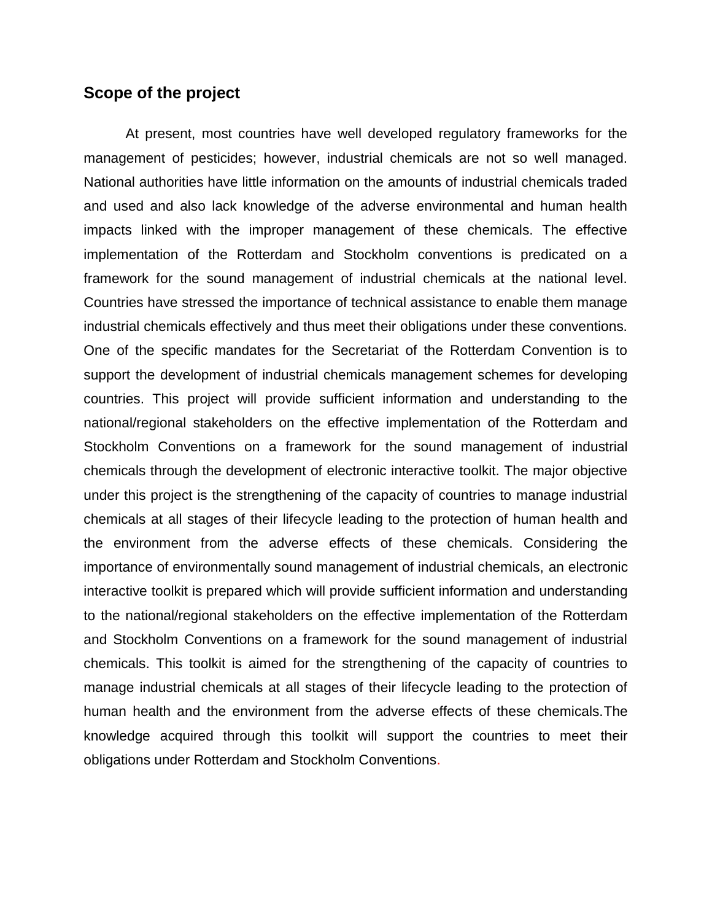## Scope of the project

At present, most countries have well developed regulatory frameworks for the management of pesticides; however, industrial chemicals are not so well managed. National authorities have little information on the amounts of industrial chemicals traded and used and also lack knowledge of the adverse environmental and human health impacts linked with the improper management of these chemicals. The effective implementation of the Rotterdam and Stockholm conventions is predicated on a framework for the sound management of industrial chemicals at the national level. Countries have stressed the importance of technical assistance to enable them manage industrial chemicals effectively and thus meet their obligations under these conventions. One of the specific mandates for the Secretariat of the Rotterdam Convention is to support the development of industrial chemicals management schemes for developing countries. This project will provide sufficient information and understanding to the national/regional stakeholders on the effective implementation of the Rotterdam and Stockholm Conventions on a framework for the sound management of industrial chemicals through the development of electronic interactive toolkit. The major objective under this project is the strengthening of the capacity of countries to manage industrial chemicals at all stages of their lifecycle leading to the protection of human health and the environment from the adverse effects of these chemicals. Considering the importance of environmentally sound management of industrial chemicals, an electronic interactive toolkit is prepared which will provide sufficient information and understanding to the national/regional stakeholders on the effective implementation of the Rotterdam and Stockholm Conventions on a framework for the sound management of industrial chemicals. This toolkit is aimed for the strengthening of the capacity of countries to manage industrial chemicals at all stages of their lifecycle leading to the protection of human health and the environment from the adverse effects of these chemicals.The knowledge acquired through this toolkit will support the countries to meet their obligations under Rotterdam and Stockholm Conventions.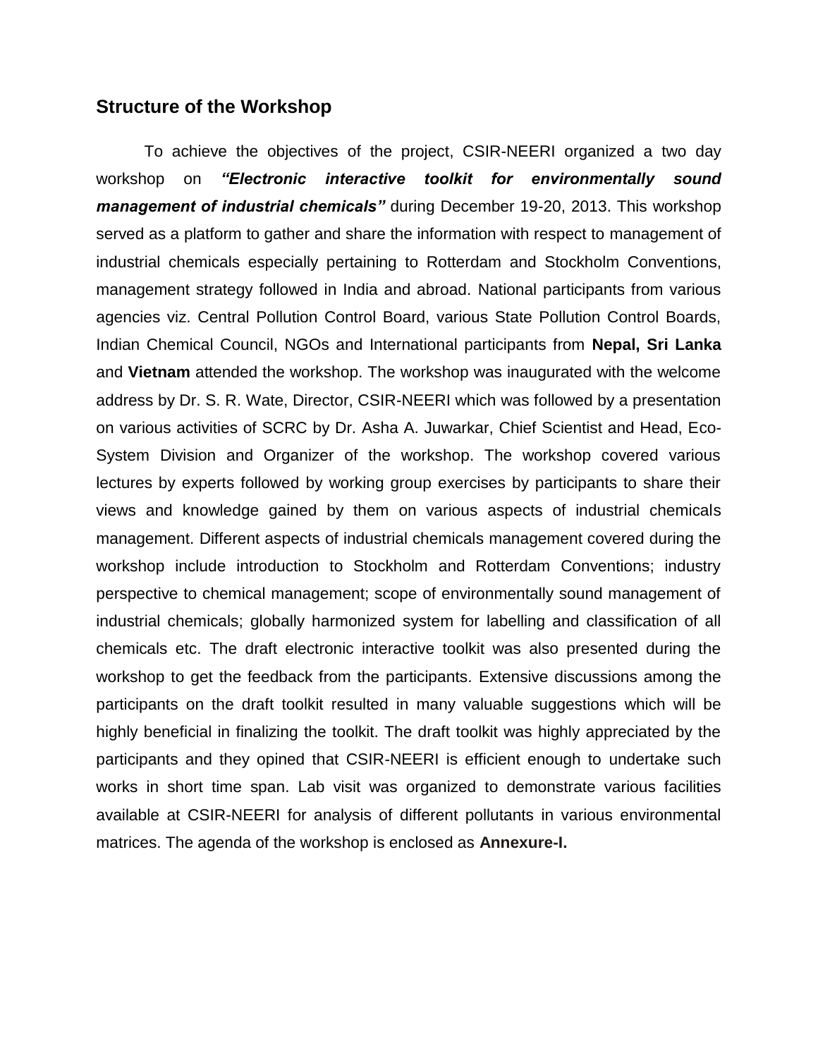## Structure of the Workshop

To achieve the objectives of the project, CSIR-NEERI organized a two day workshop on ***"Electronic interactive toolkit for environmentally sound management of industrial chemicals"*** during December 19-20, 2013. This workshop served as a platform to gather and share the information with respect to management of industrial chemicals especially pertaining to Rotterdam and Stockholm Conventions, management strategy followed in India and abroad. National participants from various agencies viz. Central Pollution Control Board, various State Pollution Control Boards, Indian Chemical Council, NGOs and International participants from **Nepal, Sri Lanka** and **Vietnam** attended the workshop. The workshop was inaugurated with the welcome address by Dr. S. R. Wate, Director, CSIR-NEERI which was followed by a presentation on various activities of SCRC by Dr. Asha A. Juwarkar, Chief Scientist and Head, Eco-System Division and Organizer of the workshop. The workshop covered various lectures by experts followed by working group exercises by participants to share their views and knowledge gained by them on various aspects of industrial chemicals management. Different aspects of industrial chemicals management covered during the workshop include introduction to Stockholm and Rotterdam Conventions; industry perspective to chemical management; scope of environmentally sound management of industrial chemicals; globally harmonized system for labelling and classification of all chemicals etc. The draft electronic interactive toolkit was also presented during the workshop to get the feedback from the participants. Extensive discussions among the participants on the draft toolkit resulted in many valuable suggestions which will be highly beneficial in finalizing the toolkit. The draft toolkit was highly appreciated by the participants and they opined that CSIR-NEERI is efficient enough to undertake such works in short time span. Lab visit was organized to demonstrate various facilities available at CSIR-NEERI for analysis of different pollutants in various environmental matrices. The agenda of the workshop is enclosed as **Annexure-I.**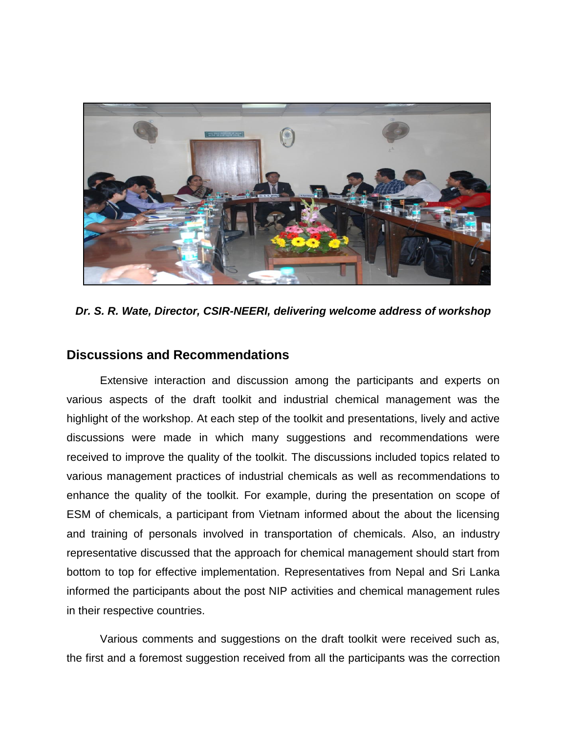***Dr. S. R. Wate, Director, CSIR-NEERI, delivering welcome address of workshop***

## Discussions and Recommendations

Extensive interaction and discussion among the participants and experts on various aspects of the draft toolkit and industrial chemical management was the highlight of the workshop. At each step of the toolkit and presentations, lively and active discussions were made in which many suggestions and recommendations were received to improve the quality of the toolkit. The discussions included topics related to various management practices of industrial chemicals as well as recommendations to enhance the quality of the toolkit. For example, during the presentation on scope of ESM of chemicals, a participant from Vietnam informed about the about the licensing and training of personals involved in transportation of chemicals. Also, an industry representative discussed that the approach for chemical management should start from bottom to top for effective implementation. Representatives from Nepal and Sri Lanka informed the participants about the post NIP activities and chemical management rules in their respective countries.

Various comments and suggestions on the draft toolkit were received such as, the first and a foremost suggestion received from all the participants was the correction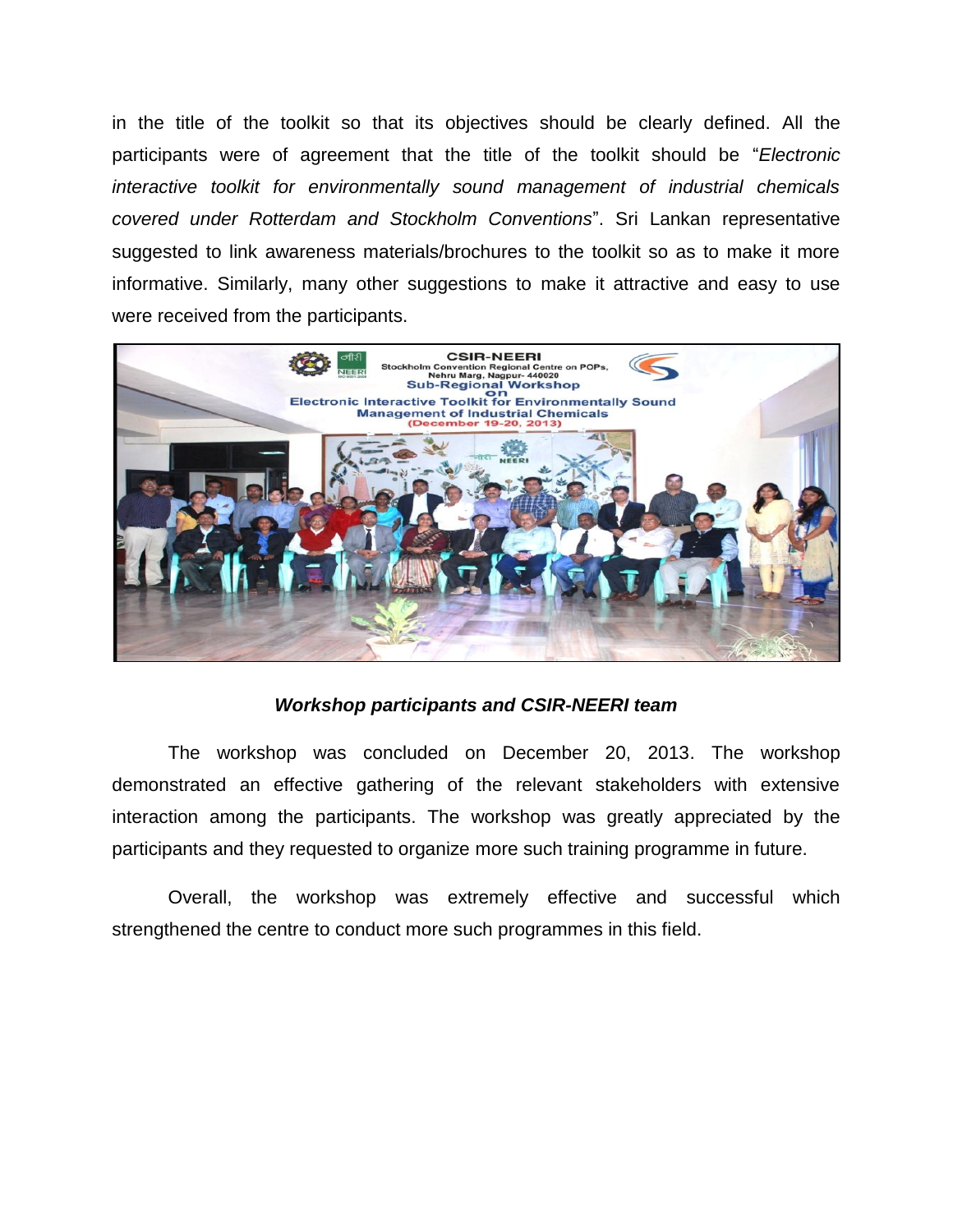in the title of the toolkit so that its objectives should be clearly defined. All the participants were of agreement that the title of the toolkit should be "*Electronic interactive toolkit for environmentally sound management of industrial chemicals covered under Rotterdam and Stockholm Conventions*". Sri Lankan representative suggested to link awareness materials/brochures to the toolkit so as to make it more informative. Similarly, many other suggestions to make it attractive and easy to use were received from the participants.

***Workshop participants and CSIR-NEERI team***

The workshop was concluded on December 20, 2013. The workshop demonstrated an effective gathering of the relevant stakeholders with extensive interaction among the participants. The workshop was greatly appreciated by the participants and they requested to organize more such training programme in future.

Overall, the workshop was extremely effective and successful which strengthened the centre to conduct more such programmes in this field.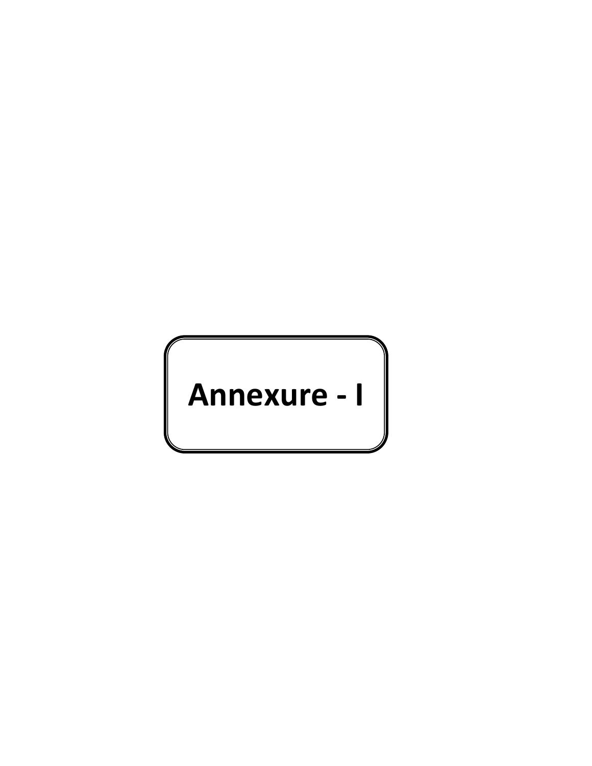# Annexure - I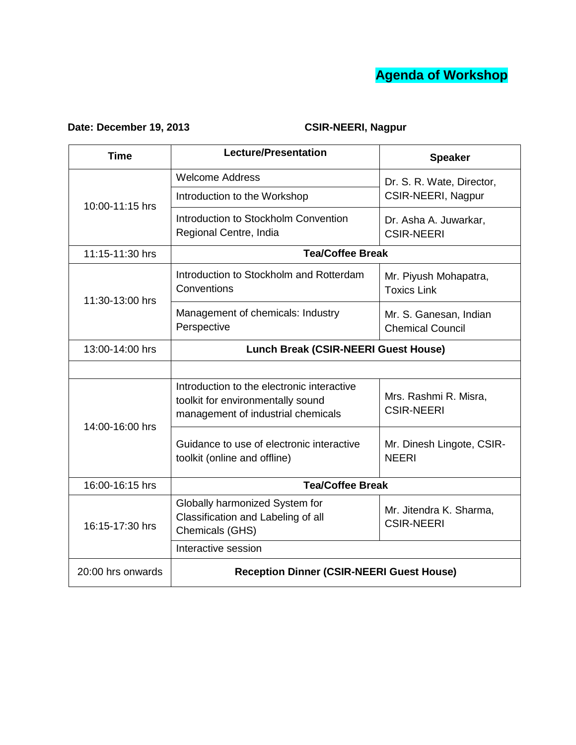# Agenda of Workshop

**Date: December 19, 2013** **CSIR-NEERI, Nagpur**

| Time | Lecture/Presentation | Speaker |
|---|---|---|
| 10:00-11:15 hrs | Welcome Address | Dr. S. R. Wate, Director, CSIR-NEERI, Nagpur |
| | Introduction to the Workshop | |
| | Introduction to Stockholm Convention Regional Centre, India | Dr. Asha A. Juwarkar, CSIR-NEERI |
| 11:15-11:30 hrs | **Tea/Coffee Break** | |
| 11:30-13:00 hrs | Introduction to Stockholm and Rotterdam Conventions | Mr. Piyush Mohapatra, Toxics Link |
| | Management of chemicals: Industry Perspective | Mr. S. Ganesan, Indian Chemical Council |
| 13:00-14:00 hrs | **Lunch Break (CSIR-NEERI Guest House)** | |
| | | |
| 14:00-16:00 hrs | Introduction to the electronic interactive toolkit for environmentally sound management of industrial chemicals | Mrs. Rashmi R. Misra, CSIR-NEERI |
| | Guidance to use of electronic interactive toolkit (online and offline) | Mr. Dinesh Lingote, CSIR-NEERI |
| 16:00-16:15 hrs | **Tea/Coffee Break** | |
| 16:15-17:30 hrs | Globally harmonized System for Classification and Labeling of all Chemicals (GHS) | Mr. Jitendra K. Sharma, CSIR-NEERI |
| | Interactive session | |
| 20:00 hrs onwards | **Reception Dinner (CSIR-NEERI Guest House)** | |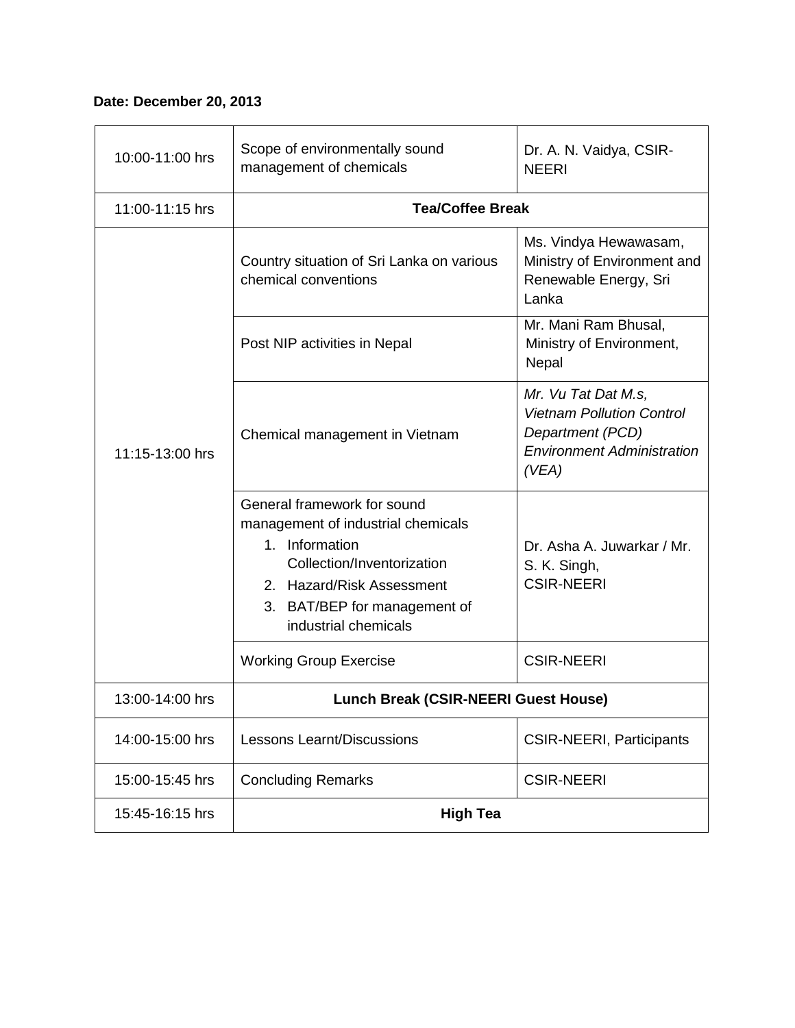**Date: December 20, 2013**

| | | |
|---|---|---|
| 10:00-11:00 hrs | Scope of environmentally sound management of chemicals | Dr. A. N. Vaidya, CSIR-NEERI |
| 11:00-11:15 hrs | **Tea/Coffee Break** | |
| 11:15-13:00 hrs | Country situation of Sri Lanka on various chemical conventions | Ms. Vindya Hewawasam, Ministry of Environment and Renewable Energy, Sri Lanka |
| | Post NIP activities in Nepal | Mr. Mani Ram Bhusal, Ministry of Environment, Nepal |
| | Chemical management in Vietnam | *Mr. Vu Tat Dat M.s, Vietnam Pollution Control Department (PCD) Environment Administration (VEA)* |
| | General framework for sound management of industrial chemicals<br>1. Information Collection/Inventorization<br>2. Hazard/Risk Assessment<br>3. BAT/BEP for management of industrial chemicals | Dr. Asha A. Juwarkar / Mr. S. K. Singh, CSIR-NEERI |
| | Working Group Exercise | CSIR-NEERI |
| 13:00-14:00 hrs | **Lunch Break (CSIR-NEERI Guest House)** | |
| 14:00-15:00 hrs | Lessons Learnt/Discussions | CSIR-NEERI, Participants |
| 15:00-15:45 hrs | Concluding Remarks | CSIR-NEERI |
| 15:45-16:15 hrs | **High Tea** | |